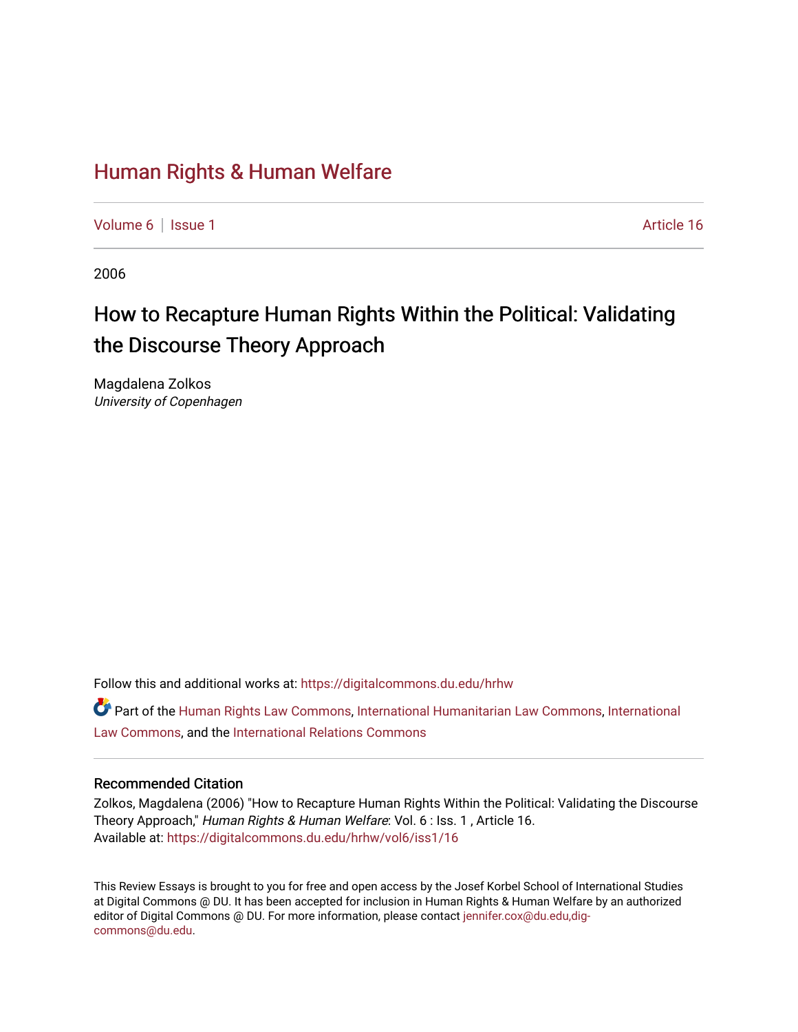# Human Rights & Human Welfare

Volume 6 | Issue 1 Article 16

2006

## How to Recapture Human Rights Within the Political: Validating the Discourse Theory Approach

Magdalena Zolkos
*University of Copenhagen*

Follow this and additional works at: https://digitalcommons.du.edu/hrhw

Part of the Human Rights Law Commons, International Humanitarian Law Commons, International Law Commons, and the International Relations Commons

### Recommended Citation

Zolkos, Magdalena (2006) "How to Recapture Human Rights Within the Political: Validating the Discourse Theory Approach," *Human Rights & Human Welfare*: Vol. 6 : Iss. 1 , Article 16.
Available at: https://digitalcommons.du.edu/hrhw/vol6/iss1/16

This Review Essays is brought to you for free and open access by the Josef Korbel School of International Studies at Digital Commons @ DU. It has been accepted for inclusion in Human Rights & Human Welfare by an authorized editor of Digital Commons @ DU. For more information, please contact jennifer.cox@du.edu,dig-commons@du.edu.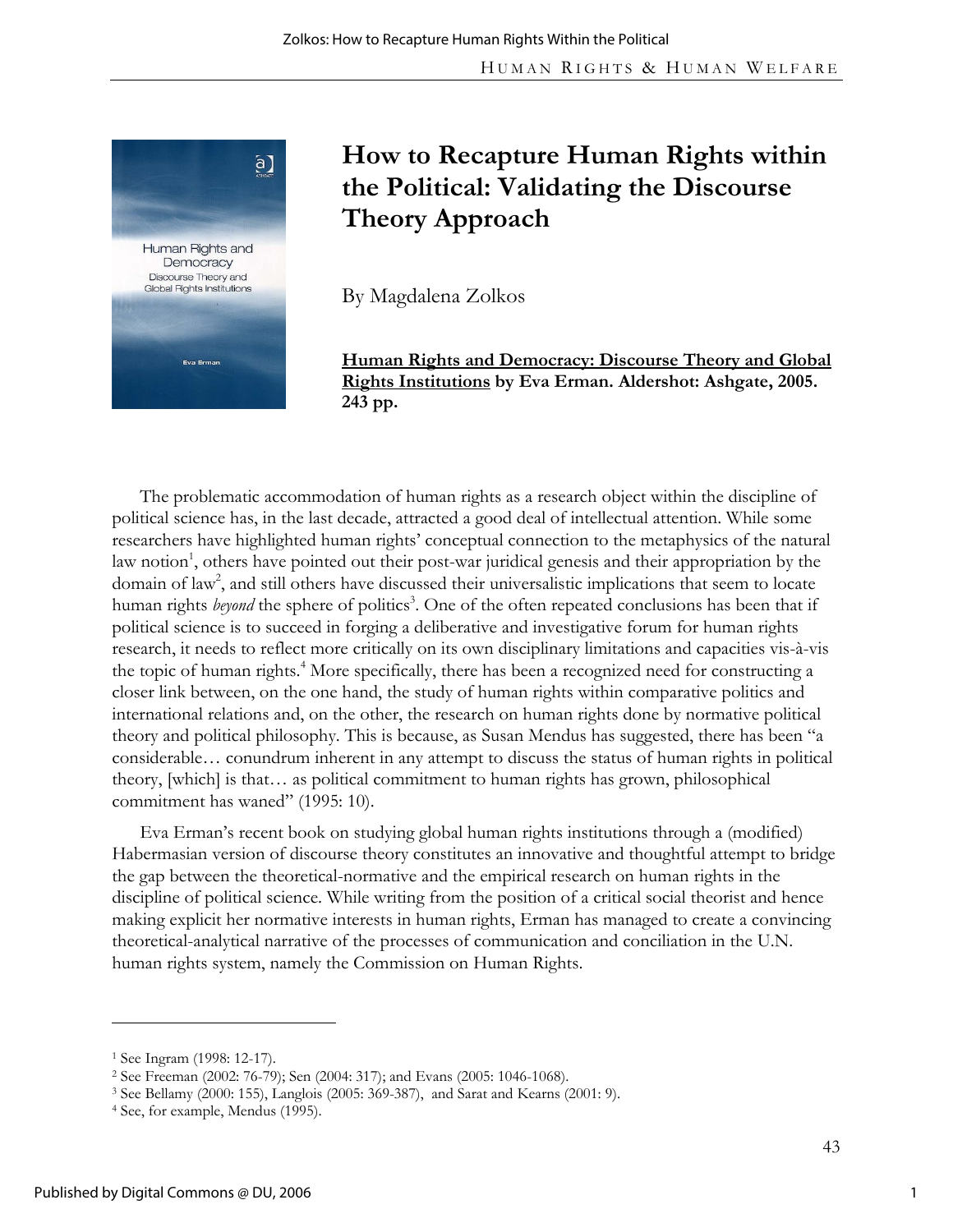# How to Recapture Human Rights within the Political: Validating the Discourse Theory Approach

By Magdalena Zolkos

**Human Rights and Democracy: Discourse Theory and Global Rights Institutions by Eva Erman. Aldershot: Ashgate, 2005. 243 pp.**

The problematic accommodation of human rights as a research object within the discipline of political science has, in the last decade, attracted a good deal of intellectual attention. While some researchers have highlighted human rights' conceptual connection to the metaphysics of the natural law notion[1], others have pointed out their post-war juridical genesis and their appropriation by the domain of law[2], and still others have discussed their universalistic implications that seem to locate human rights *beyond* the sphere of politics[3]. One of the often repeated conclusions has been that if political science is to succeed in forging a deliberative and investigative forum for human rights research, it needs to reflect more critically on its own disciplinary limitations and capacities vis-à-vis the topic of human rights.[4] More specifically, there has been a recognized need for constructing a closer link between, on the one hand, the study of human rights within comparative politics and international relations and, on the other, the research on human rights done by normative political theory and political philosophy. This is because, as Susan Mendus has suggested, there has been "a considerable… conundrum inherent in any attempt to discuss the status of human rights in political theory, [which] is that… as political commitment to human rights has grown, philosophical commitment has waned" (1995: 10).

Eva Erman's recent book on studying global human rights institutions through a (modified) Habermasian version of discourse theory constitutes an innovative and thoughtful attempt to bridge the gap between the theoretical-normative and the empirical research on human rights in the discipline of political science. While writing from the position of a critical social theorist and hence making explicit her normative interests in human rights, Erman has managed to create a convincing theoretical-analytical narrative of the processes of communication and conciliation in the U.N. human rights system, namely the Commission on Human Rights.

---

[1] See Ingram (1998: 12-17).

[2] See Freeman (2002: 76-79); Sen (2004: 317); and Evans (2005: 1046-1068).

[3] See Bellamy (2000: 155), Langlois (2005: 369-387), and Sarat and Kearns (2001: 9).

[4] See, for example, Mendus (1995).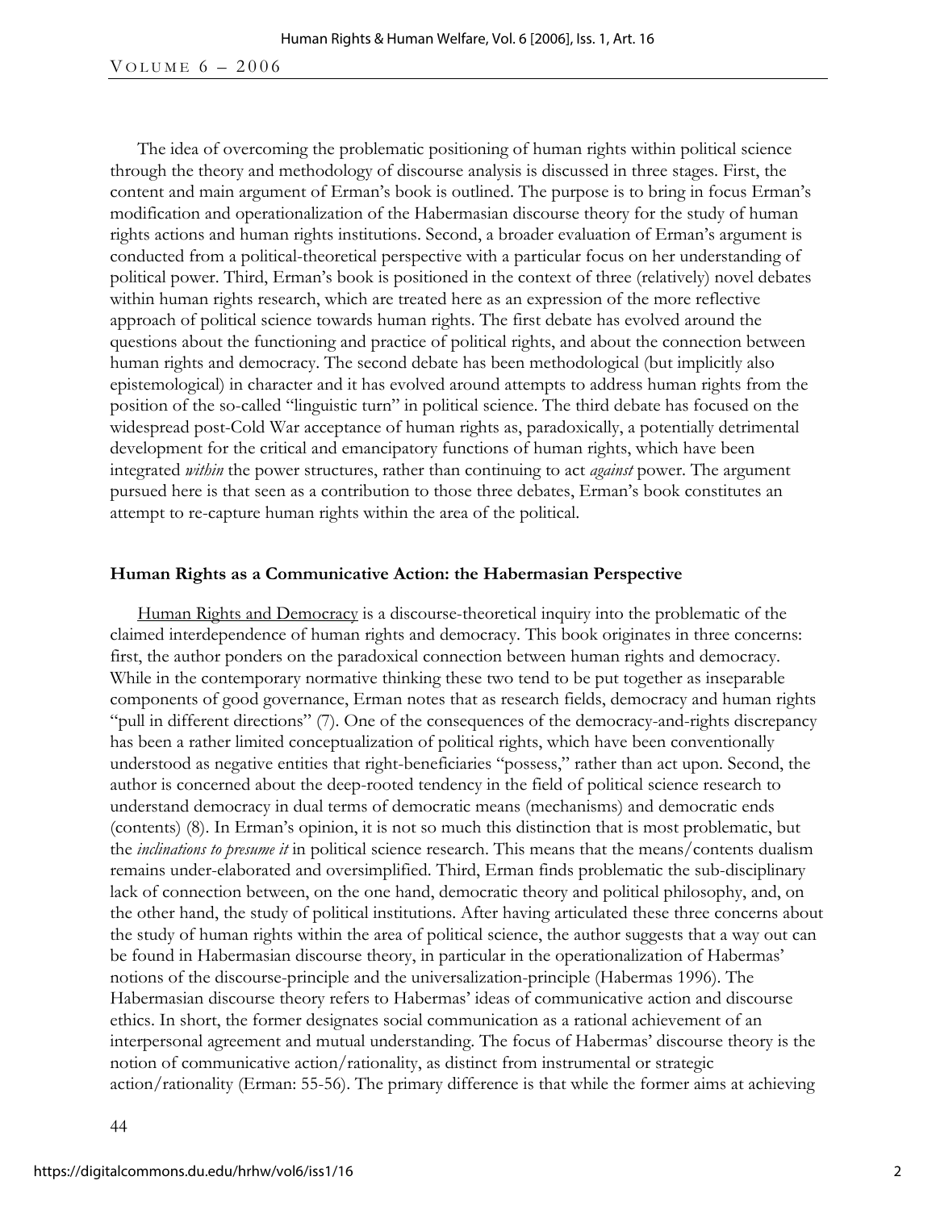The idea of overcoming the problematic positioning of human rights within political science through the theory and methodology of discourse analysis is discussed in three stages. First, the content and main argument of Erman's book is outlined. The purpose is to bring in focus Erman's modification and operationalization of the Habermasian discourse theory for the study of human rights actions and human rights institutions. Second, a broader evaluation of Erman's argument is conducted from a political-theoretical perspective with a particular focus on her understanding of political power. Third, Erman's book is positioned in the context of three (relatively) novel debates within human rights research, which are treated here as an expression of the more reflective approach of political science towards human rights. The first debate has evolved around the questions about the functioning and practice of political rights, and about the connection between human rights and democracy. The second debate has been methodological (but implicitly also epistemological) in character and it has evolved around attempts to address human rights from the position of the so-called "linguistic turn" in political science. The third debate has focused on the widespread post-Cold War acceptance of human rights as, paradoxically, a potentially detrimental development for the critical and emancipatory functions of human rights, which have been integrated *within* the power structures, rather than continuing to act *against* power. The argument pursued here is that seen as a contribution to those three debates, Erman's book constitutes an attempt to re-capture human rights within the area of the political.

## Human Rights as a Communicative Action: the Habermasian Perspective

Human Rights and Democracy is a discourse-theoretical inquiry into the problematic of the claimed interdependence of human rights and democracy. This book originates in three concerns: first, the author ponders on the paradoxical connection between human rights and democracy. While in the contemporary normative thinking these two tend to be put together as inseparable components of good governance, Erman notes that as research fields, democracy and human rights "pull in different directions" (7). One of the consequences of the democracy-and-rights discrepancy has been a rather limited conceptualization of political rights, which have been conventionally understood as negative entities that right-beneficiaries "possess," rather than act upon. Second, the author is concerned about the deep-rooted tendency in the field of political science research to understand democracy in dual terms of democratic means (mechanisms) and democratic ends (contents) (8). In Erman's opinion, it is not so much this distinction that is most problematic, but the *inclinations to presume it* in political science research. This means that the means/contents dualism remains under-elaborated and oversimplified. Third, Erman finds problematic the sub-disciplinary lack of connection between, on the one hand, democratic theory and political philosophy, and, on the other hand, the study of political institutions. After having articulated these three concerns about the study of human rights within the area of political science, the author suggests that a way out can be found in Habermasian discourse theory, in particular in the operationalization of Habermas' notions of the discourse-principle and the universalization-principle (Habermas 1996). The Habermasian discourse theory refers to Habermas' ideas of communicative action and discourse ethics. In short, the former designates social communication as a rational achievement of an interpersonal agreement and mutual understanding. The focus of Habermas' discourse theory is the notion of communicative action/rationality, as distinct from instrumental or strategic action/rationality (Erman: 55-56). The primary difference is that while the former aims at achieving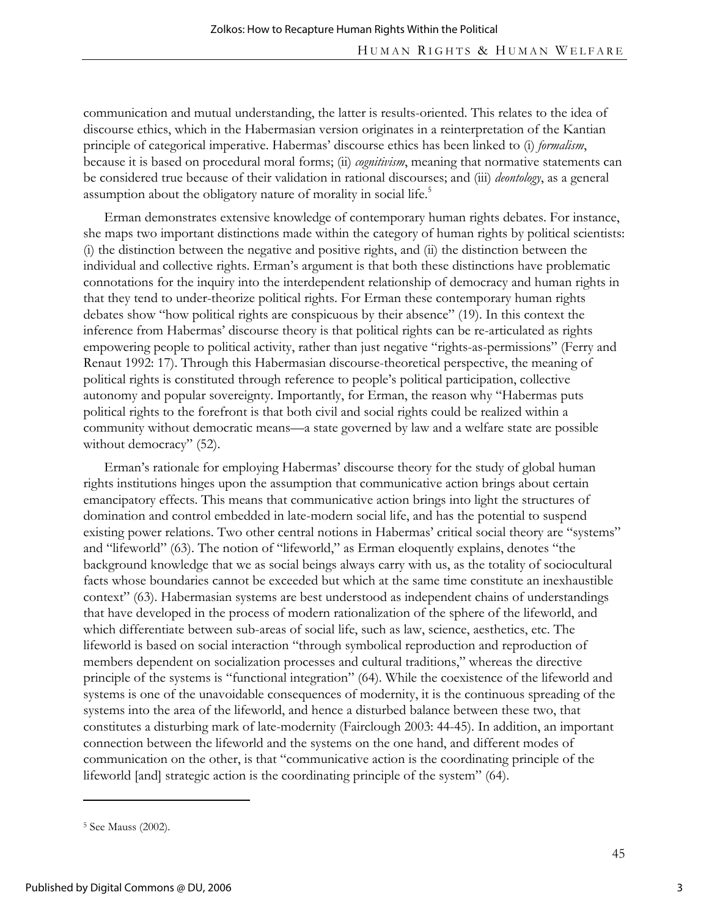communication and mutual understanding, the latter is results-oriented. This relates to the idea of discourse ethics, which in the Habermasian version originates in a reinterpretation of the Kantian principle of categorical imperative. Habermas' discourse ethics has been linked to (i) *formalism*, because it is based on procedural moral forms; (ii) *cognitivism*, meaning that normative statements can be considered true because of their validation in rational discourses; and (iii) *deontology*, as a general assumption about the obligatory nature of morality in social life.[5]

Erman demonstrates extensive knowledge of contemporary human rights debates. For instance, she maps two important distinctions made within the category of human rights by political scientists: (i) the distinction between the negative and positive rights, and (ii) the distinction between the individual and collective rights. Erman's argument is that both these distinctions have problematic connotations for the inquiry into the interdependent relationship of democracy and human rights in that they tend to under-theorize political rights. For Erman these contemporary human rights debates show "how political rights are conspicuous by their absence" (19). In this context the inference from Habermas' discourse theory is that political rights can be re-articulated as rights empowering people to political activity, rather than just negative "rights-as-permissions" (Ferry and Renaut 1992: 17). Through this Habermasian discourse-theoretical perspective, the meaning of political rights is constituted through reference to people's political participation, collective autonomy and popular sovereignty. Importantly, for Erman, the reason why "Habermas puts political rights to the forefront is that both civil and social rights could be realized within a community without democratic means—a state governed by law and a welfare state are possible without democracy" (52).

Erman's rationale for employing Habermas' discourse theory for the study of global human rights institutions hinges upon the assumption that communicative action brings about certain emancipatory effects. This means that communicative action brings into light the structures of domination and control embedded in late-modern social life, and has the potential to suspend existing power relations. Two other central notions in Habermas' critical social theory are "systems" and "lifeworld" (63). The notion of "lifeworld," as Erman eloquently explains, denotes "the background knowledge that we as social beings always carry with us, as the totality of sociocultural facts whose boundaries cannot be exceeded but which at the same time constitute an inexhaustible context" (63). Habermasian systems are best understood as independent chains of understandings that have developed in the process of modern rationalization of the sphere of the lifeworld, and which differentiate between sub-areas of social life, such as law, science, aesthetics, etc. The lifeworld is based on social interaction "through symbolical reproduction and reproduction of members dependent on socialization processes and cultural traditions," whereas the directive principle of the systems is "functional integration" (64). While the coexistence of the lifeworld and systems is one of the unavoidable consequences of modernity, it is the continuous spreading of the systems into the area of the lifeworld, and hence a disturbed balance between these two, that constitutes a disturbing mark of late-modernity (Fairclough 2003: 44-45). In addition, an important connection between the lifeworld and the systems on the one hand, and different modes of communication on the other, is that "communicative action is the coordinating principle of the lifeworld [and] strategic action is the coordinating principle of the system" (64).

---

[5] See Mauss (2002).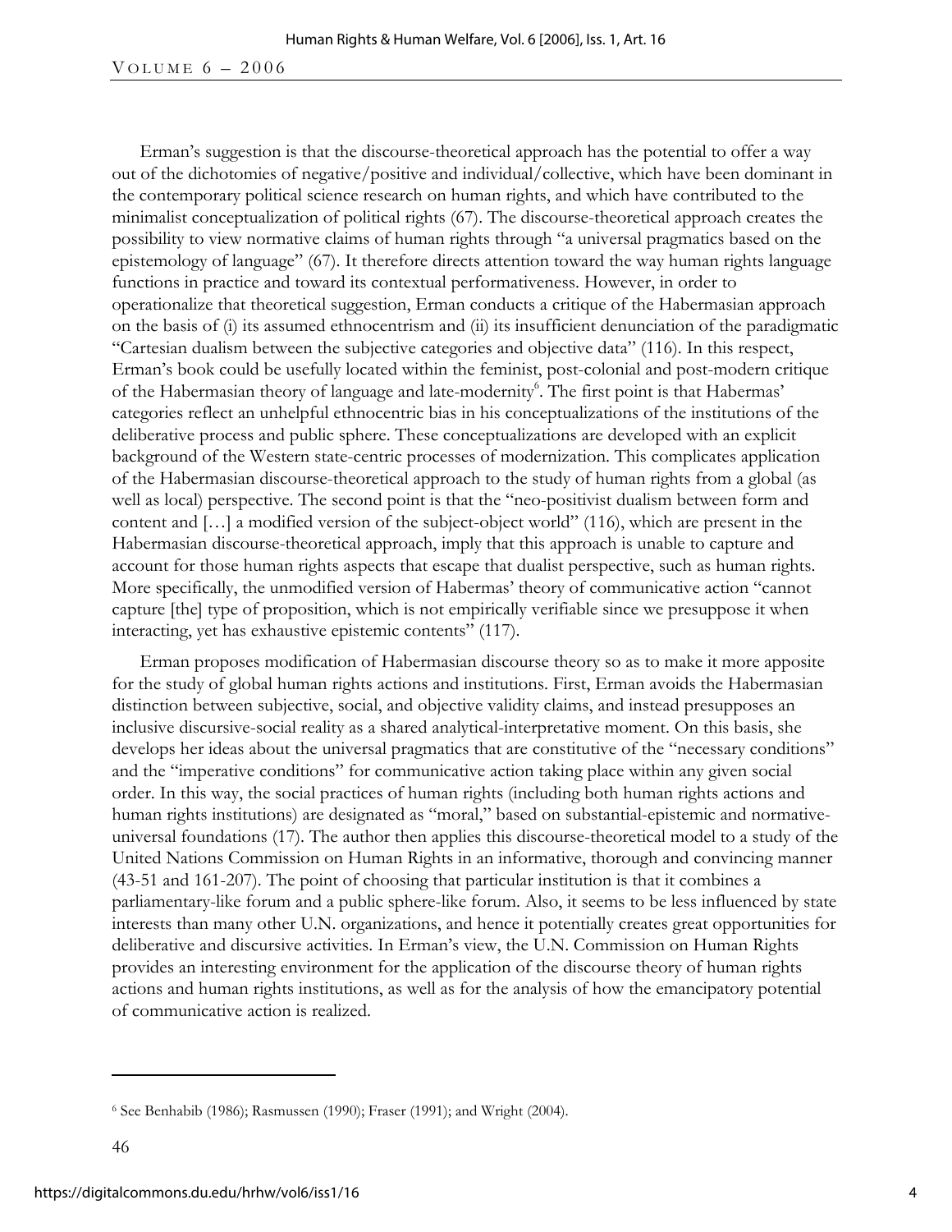Erman's suggestion is that the discourse-theoretical approach has the potential to offer a way out of the dichotomies of negative/positive and individual/collective, which have been dominant in the contemporary political science research on human rights, and which have contributed to the minimalist conceptualization of political rights (67). The discourse-theoretical approach creates the possibility to view normative claims of human rights through "a universal pragmatics based on the epistemology of language" (67). It therefore directs attention toward the way human rights language functions in practice and toward its contextual performativeness. However, in order to operationalize that theoretical suggestion, Erman conducts a critique of the Habermasian approach on the basis of (i) its assumed ethnocentrism and (ii) its insufficient denunciation of the paradigmatic "Cartesian dualism between the subjective categories and objective data" (116). In this respect, Erman's book could be usefully located within the feminist, post-colonial and post-modern critique of the Habermasian theory of language and late-modernity[6]. The first point is that Habermas' categories reflect an unhelpful ethnocentric bias in his conceptualizations of the institutions of the deliberative process and public sphere. These conceptualizations are developed with an explicit background of the Western state-centric processes of modernization. This complicates application of the Habermasian discourse-theoretical approach to the study of human rights from a global (as well as local) perspective. The second point is that the "neo-positivist dualism between form and content and […] a modified version of the subject-object world" (116), which are present in the Habermasian discourse-theoretical approach, imply that this approach is unable to capture and account for those human rights aspects that escape that dualist perspective, such as human rights. More specifically, the unmodified version of Habermas' theory of communicative action "cannot capture [the] type of proposition, which is not empirically verifiable since we presuppose it when interacting, yet has exhaustive epistemic contents" (117).

Erman proposes modification of Habermasian discourse theory so as to make it more apposite for the study of global human rights actions and institutions. First, Erman avoids the Habermasian distinction between subjective, social, and objective validity claims, and instead presupposes an inclusive discursive-social reality as a shared analytical-interpretative moment. On this basis, she develops her ideas about the universal pragmatics that are constitutive of the "necessary conditions" and the "imperative conditions" for communicative action taking place within any given social order. In this way, the social practices of human rights (including both human rights actions and human rights institutions) are designated as "moral," based on substantial-epistemic and normative-universal foundations (17). The author then applies this discourse-theoretical model to a study of the United Nations Commission on Human Rights in an informative, thorough and convincing manner (43-51 and 161-207). The point of choosing that particular institution is that it combines a parliamentary-like forum and a public sphere-like forum. Also, it seems to be less influenced by state interests than many other U.N. organizations, and hence it potentially creates great opportunities for deliberative and discursive activities. In Erman's view, the U.N. Commission on Human Rights provides an interesting environment for the application of the discourse theory of human rights actions and human rights institutions, as well as for the analysis of how the emancipatory potential of communicative action is realized.

---

[6] See Benhabib (1986); Rasmussen (1990); Fraser (1991); and Wright (2004).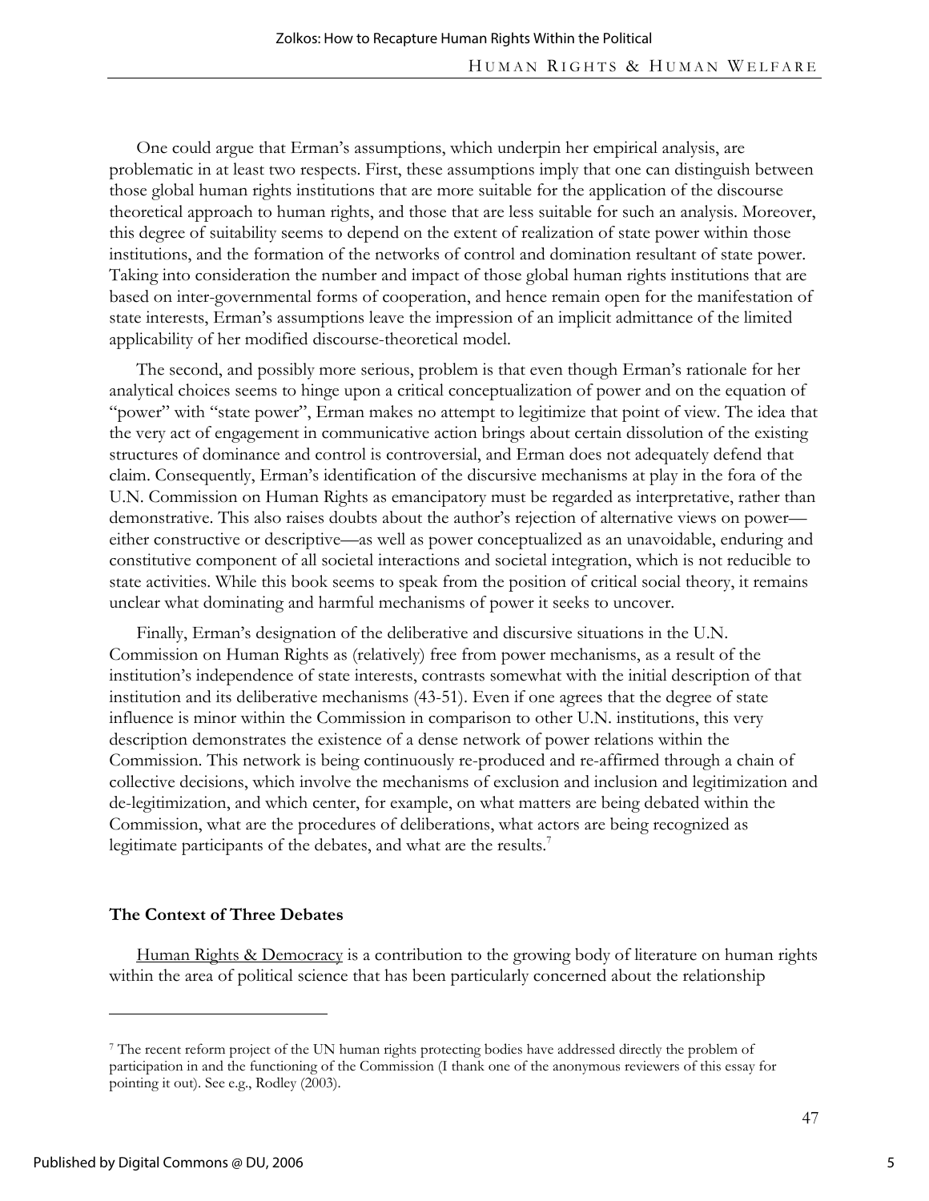One could argue that Erman's assumptions, which underpin her empirical analysis, are problematic in at least two respects. First, these assumptions imply that one can distinguish between those global human rights institutions that are more suitable for the application of the discourse theoretical approach to human rights, and those that are less suitable for such an analysis. Moreover, this degree of suitability seems to depend on the extent of realization of state power within those institutions, and the formation of the networks of control and domination resultant of state power. Taking into consideration the number and impact of those global human rights institutions that are based on inter-governmental forms of cooperation, and hence remain open for the manifestation of state interests, Erman's assumptions leave the impression of an implicit admittance of the limited applicability of her modified discourse-theoretical model.

The second, and possibly more serious, problem is that even though Erman's rationale for her analytical choices seems to hinge upon a critical conceptualization of power and on the equation of "power" with "state power", Erman makes no attempt to legitimize that point of view. The idea that the very act of engagement in communicative action brings about certain dissolution of the existing structures of dominance and control is controversial, and Erman does not adequately defend that claim. Consequently, Erman's identification of the discursive mechanisms at play in the fora of the U.N. Commission on Human Rights as emancipatory must be regarded as interpretative, rather than demonstrative. This also raises doubts about the author's rejection of alternative views on power—either constructive or descriptive—as well as power conceptualized as an unavoidable, enduring and constitutive component of all societal interactions and societal integration, which is not reducible to state activities. While this book seems to speak from the position of critical social theory, it remains unclear what dominating and harmful mechanisms of power it seeks to uncover.

Finally, Erman's designation of the deliberative and discursive situations in the U.N. Commission on Human Rights as (relatively) free from power mechanisms, as a result of the institution's independence of state interests, contrasts somewhat with the initial description of that institution and its deliberative mechanisms (43-51). Even if one agrees that the degree of state influence is minor within the Commission in comparison to other U.N. institutions, this very description demonstrates the existence of a dense network of power relations within the Commission. This network is being continuously re-produced and re-affirmed through a chain of collective decisions, which involve the mechanisms of exclusion and inclusion and legitimization and de-legitimization, and which center, for example, on what matters are being debated within the Commission, what are the procedures of deliberations, what actors are being recognized as legitimate participants of the debates, and what are the results.[7]

### The Context of Three Debates

Human Rights & Democracy is a contribution to the growing body of literature on human rights within the area of political science that has been particularly concerned about the relationship

[7] The recent reform project of the UN human rights protecting bodies have addressed directly the problem of participation in and the functioning of the Commission (I thank one of the anonymous reviewers of this essay for pointing it out). See e.g., Rodley (2003).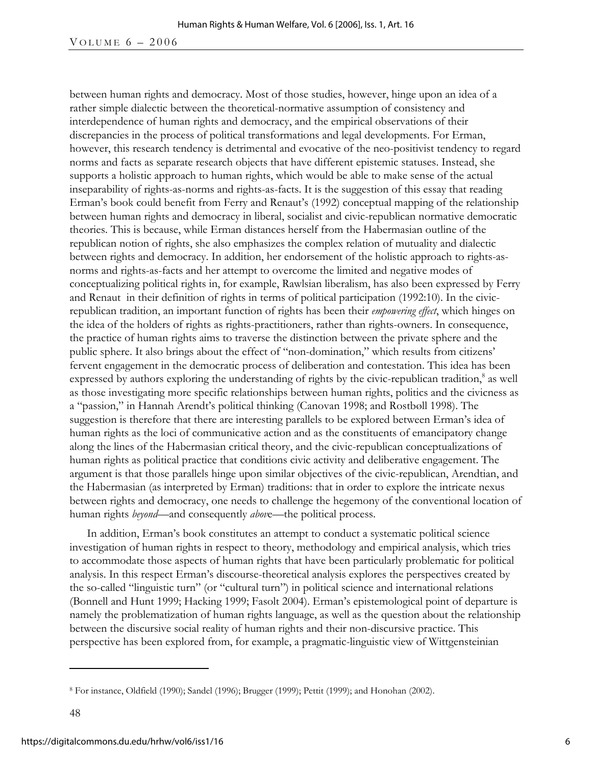between human rights and democracy. Most of those studies, however, hinge upon an idea of a rather simple dialectic between the theoretical-normative assumption of consistency and interdependence of human rights and democracy, and the empirical observations of their discrepancies in the process of political transformations and legal developments. For Erman, however, this research tendency is detrimental and evocative of the neo-positivist tendency to regard norms and facts as separate research objects that have different epistemic statuses. Instead, she supports a holistic approach to human rights, which would be able to make sense of the actual inseparability of rights-as-norms and rights-as-facts. It is the suggestion of this essay that reading Erman's book could benefit from Ferry and Renaut's (1992) conceptual mapping of the relationship between human rights and democracy in liberal, socialist and civic-republican normative democratic theories. This is because, while Erman distances herself from the Habermasian outline of the republican notion of rights, she also emphasizes the complex relation of mutuality and dialectic between rights and democracy. In addition, her endorsement of the holistic approach to rights-as-norms and rights-as-facts and her attempt to overcome the limited and negative modes of conceptualizing political rights in, for example, Rawlsian liberalism, has also been expressed by Ferry and Renaut in their definition of rights in terms of political participation (1992:10). In the civic-republican tradition, an important function of rights has been their *empowering effect*, which hinges on the idea of the holders of rights as rights-practitioners, rather than rights-owners. In consequence, the practice of human rights aims to traverse the distinction between the private sphere and the public sphere. It also brings about the effect of "non-domination," which results from citizens' fervent engagement in the democratic process of deliberation and contestation. This idea has been expressed by authors exploring the understanding of rights by the civic-republican tradition,[8] as well as those investigating more specific relationships between human rights, politics and the civicness as a "passion," in Hannah Arendt's political thinking (Canovan 1998; and Rostbøll 1998). The suggestion is therefore that there are interesting parallels to be explored between Erman's idea of human rights as the loci of communicative action and as the constituents of emancipatory change along the lines of the Habermasian critical theory, and the civic-republican conceptualizations of human rights as political practice that conditions civic activity and deliberative engagement. The argument is that those parallels hinge upon similar objectives of the civic-republican, Arendtian, and the Habermasian (as interpreted by Erman) traditions: that in order to explore the intricate nexus between rights and democracy, one needs to challenge the hegemony of the conventional location of human rights *beyond*—and consequently *above*—the political process.

In addition, Erman's book constitutes an attempt to conduct a systematic political science investigation of human rights in respect to theory, methodology and empirical analysis, which tries to accommodate those aspects of human rights that have been particularly problematic for political analysis. In this respect Erman's discourse-theoretical analysis explores the perspectives created by the so-called "linguistic turn" (or "cultural turn") in political science and international relations (Bonnell and Hunt 1999; Hacking 1999; Fasolt 2004). Erman's epistemological point of departure is namely the problematization of human rights language, as well as the question about the relationship between the discursive social reality of human rights and their non-discursive practice. This perspective has been explored from, for example, a pragmatic-linguistic view of Wittgensteinian

---

[8] For instance, Oldfield (1990); Sandel (1996); Brugger (1999); Pettit (1999); and Honohan (2002).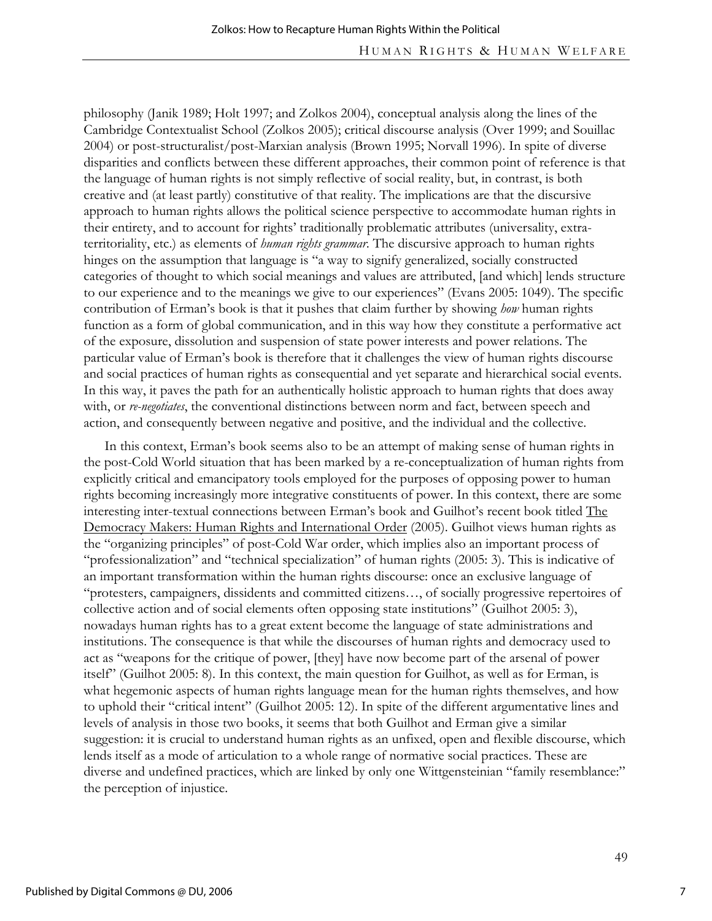philosophy (Janik 1989; Holt 1997; and Zolkos 2004), conceptual analysis along the lines of the Cambridge Contextualist School (Zolkos 2005); critical discourse analysis (Over 1999; and Souillac 2004) or post-structuralist/post-Marxian analysis (Brown 1995; Norvall 1996). In spite of diverse disparities and conflicts between these different approaches, their common point of reference is that the language of human rights is not simply reflective of social reality, but, in contrast, is both creative and (at least partly) constitutive of that reality. The implications are that the discursive approach to human rights allows the political science perspective to accommodate human rights in their entirety, and to account for rights' traditionally problematic attributes (universality, extra-territoriality, etc.) as elements of *human rights grammar*. The discursive approach to human rights hinges on the assumption that language is "a way to signify generalized, socially constructed categories of thought to which social meanings and values are attributed, [and which] lends structure to our experience and to the meanings we give to our experiences" (Evans 2005: 1049). The specific contribution of Erman's book is that it pushes that claim further by showing *how* human rights function as a form of global communication, and in this way how they constitute a performative act of the exposure, dissolution and suspension of state power interests and power relations. The particular value of Erman's book is therefore that it challenges the view of human rights discourse and social practices of human rights as consequential and yet separate and hierarchical social events. In this way, it paves the path for an authentically holistic approach to human rights that does away with, or *re-negotiates*, the conventional distinctions between norm and fact, between speech and action, and consequently between negative and positive, and the individual and the collective.

In this context, Erman's book seems also to be an attempt of making sense of human rights in the post-Cold World situation that has been marked by a re-conceptualization of human rights from explicitly critical and emancipatory tools employed for the purposes of opposing power to human rights becoming increasingly more integrative constituents of power. In this context, there are some interesting inter-textual connections between Erman's book and Guilhot's recent book titled The Democracy Makers: Human Rights and International Order (2005). Guilhot views human rights as the "organizing principles" of post-Cold War order, which implies also an important process of "professionalization" and "technical specialization" of human rights (2005: 3). This is indicative of an important transformation within the human rights discourse: once an exclusive language of "protesters, campaigners, dissidents and committed citizens…, of socially progressive repertoires of collective action and of social elements often opposing state institutions" (Guilhot 2005: 3), nowadays human rights has to a great extent become the language of state administrations and institutions. The consequence is that while the discourses of human rights and democracy used to act as "weapons for the critique of power, [they] have now become part of the arsenal of power itself" (Guilhot 2005: 8). In this context, the main question for Guilhot, as well as for Erman, is what hegemonic aspects of human rights language mean for the human rights themselves, and how to uphold their "critical intent" (Guilhot 2005: 12). In spite of the different argumentative lines and levels of analysis in those two books, it seems that both Guilhot and Erman give a similar suggestion: it is crucial to understand human rights as an unfixed, open and flexible discourse, which lends itself as a mode of articulation to a whole range of normative social practices. These are diverse and undefined practices, which are linked by only one Wittgensteinian "family resemblance:" the perception of injustice.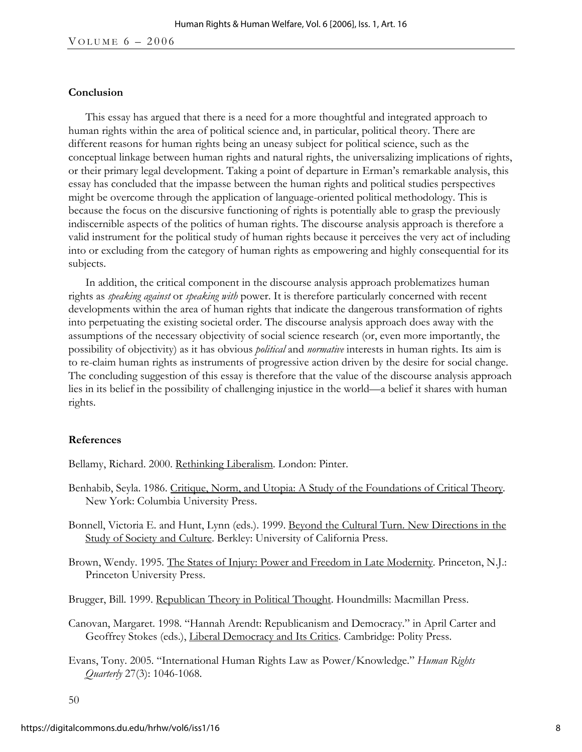## Conclusion

This essay has argued that there is a need for a more thoughtful and integrated approach to human rights within the area of political science and, in particular, political theory. There are different reasons for human rights being an uneasy subject for political science, such as the conceptual linkage between human rights and natural rights, the universalizing implications of rights, or their primary legal development. Taking a point of departure in Erman's remarkable analysis, this essay has concluded that the impasse between the human rights and political studies perspectives might be overcome through the application of language-oriented political methodology. This is because the focus on the discursive functioning of rights is potentially able to grasp the previously indiscernible aspects of the politics of human rights. The discourse analysis approach is therefore a valid instrument for the political study of human rights because it perceives the very act of including into or excluding from the category of human rights as empowering and highly consequential for its subjects.

In addition, the critical component in the discourse analysis approach problematizes human rights as *speaking against* or *speaking with* power. It is therefore particularly concerned with recent developments within the area of human rights that indicate the dangerous transformation of rights into perpetuating the existing societal order. The discourse analysis approach does away with the assumptions of the necessary objectivity of social science research (or, even more importantly, the possibility of objectivity) as it has obvious *political* and *normative* interests in human rights. Its aim is to re-claim human rights as instruments of progressive action driven by the desire for social change. The concluding suggestion of this essay is therefore that the value of the discourse analysis approach lies in its belief in the possibility of challenging injustice in the world—a belief it shares with human rights.

## References

Bellamy, Richard. 2000. Rethinking Liberalism. London: Pinter.

Benhabib, Seyla. 1986. Critique, Norm, and Utopia: A Study of the Foundations of Critical Theory. New York: Columbia University Press.

Bonnell, Victoria E. and Hunt, Lynn (eds.). 1999. Beyond the Cultural Turn. New Directions in the Study of Society and Culture. Berkley: University of California Press.

Brown, Wendy. 1995. The States of Injury: Power and Freedom in Late Modernity. Princeton, N.J.: Princeton University Press.

Brugger, Bill. 1999. Republican Theory in Political Thought. Houndmills: Macmillan Press.

Canovan, Margaret. 1998. "Hannah Arendt: Republicanism and Democracy." in April Carter and Geoffrey Stokes (eds.), Liberal Democracy and Its Critics. Cambridge: Polity Press.

Evans, Tony. 2005. "International Human Rights Law as Power/Knowledge." *Human Rights Quarterly* 27(3): 1046-1068.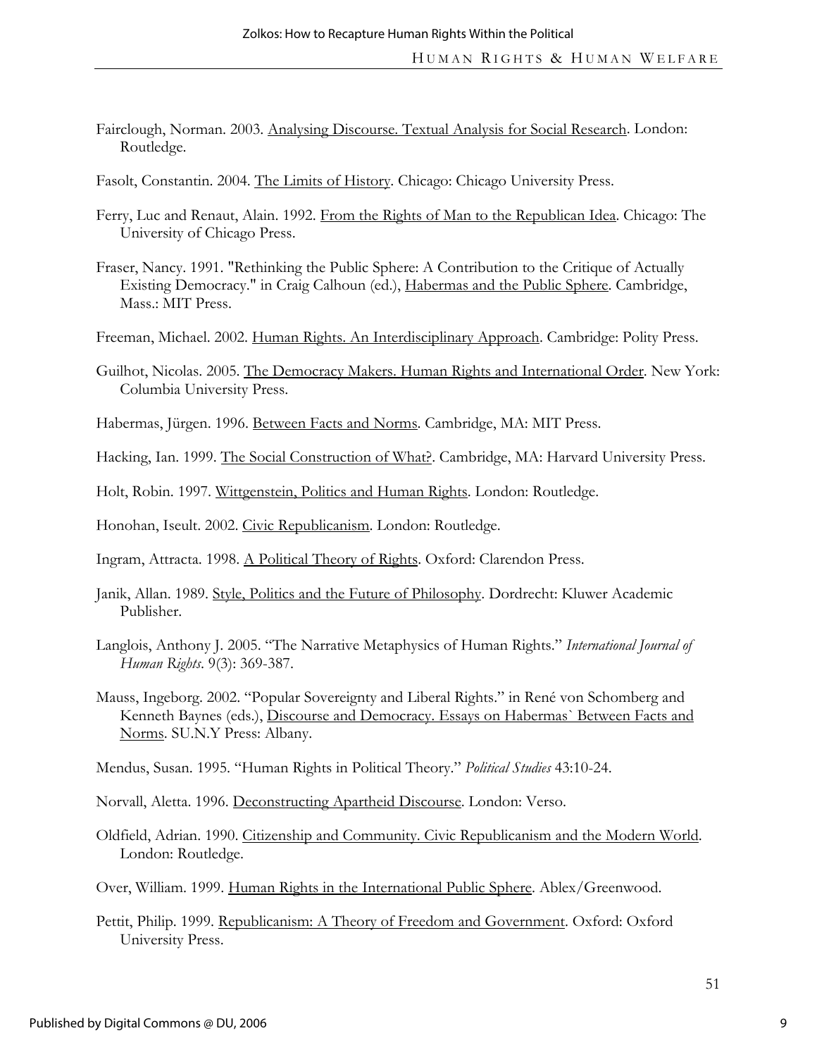Fairclough, Norman. 2003. Analysing Discourse. Textual Analysis for Social Research. London: Routledge.

Fasolt, Constantin. 2004. The Limits of History. Chicago: Chicago University Press.

Ferry, Luc and Renaut, Alain. 1992. From the Rights of Man to the Republican Idea. Chicago: The University of Chicago Press.

Fraser, Nancy. 1991. "Rethinking the Public Sphere: A Contribution to the Critique of Actually Existing Democracy." in Craig Calhoun (ed.), Habermas and the Public Sphere. Cambridge, Mass.: MIT Press.

Freeman, Michael. 2002. Human Rights. An Interdisciplinary Approach. Cambridge: Polity Press.

Guilhot, Nicolas. 2005. The Democracy Makers. Human Rights and International Order. New York: Columbia University Press.

Habermas, Jürgen. 1996. Between Facts and Norms. Cambridge, MA: MIT Press.

Hacking, Ian. 1999. The Social Construction of What?. Cambridge, MA: Harvard University Press.

Holt, Robin. 1997. Wittgenstein, Politics and Human Rights. London: Routledge.

Honohan, Iseult. 2002. Civic Republicanism. London: Routledge.

Ingram, Attracta. 1998. A Political Theory of Rights. Oxford: Clarendon Press.

Janik, Allan. 1989. Style, Politics and the Future of Philosophy. Dordrecht: Kluwer Academic Publisher.

Langlois, Anthony J. 2005. "The Narrative Metaphysics of Human Rights." *International Journal of Human Rights*. 9(3): 369-387.

Mauss, Ingeborg. 2002. "Popular Sovereignty and Liberal Rights." in René von Schomberg and Kenneth Baynes (eds.), Discourse and Democracy. Essays on Habermas` Between Facts and Norms. SU.N.Y Press: Albany.

Mendus, Susan. 1995. "Human Rights in Political Theory." *Political Studies* 43:10-24.

Norvall, Aletta. 1996. Deconstructing Apartheid Discourse. London: Verso.

Oldfield, Adrian. 1990. Citizenship and Community. Civic Republicanism and the Modern World. London: Routledge.

Over, William. 1999. Human Rights in the International Public Sphere. Ablex/Greenwood.

Pettit, Philip. 1999. Republicanism: A Theory of Freedom and Government. Oxford: Oxford University Press.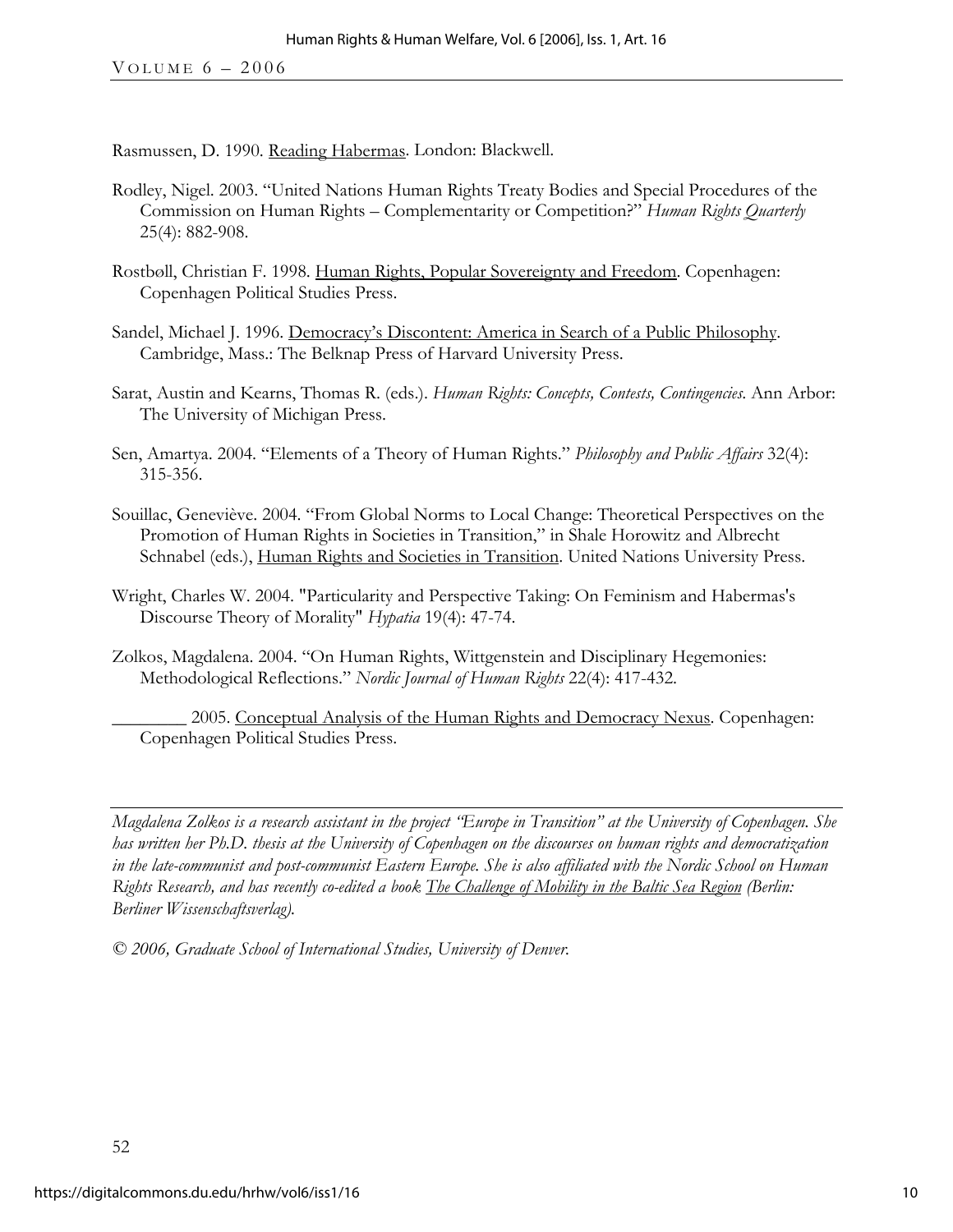Rasmussen, D. 1990. Reading Habermas. London: Blackwell.

Rodley, Nigel. 2003. "United Nations Human Rights Treaty Bodies and Special Procedures of the Commission on Human Rights – Complementarity or Competition?" *Human Rights Quarterly* 25(4): 882-908.

Rostbøll, Christian F. 1998. Human Rights, Popular Sovereignty and Freedom. Copenhagen: Copenhagen Political Studies Press.

Sandel, Michael J. 1996. Democracy's Discontent: America in Search of a Public Philosophy. Cambridge, Mass.: The Belknap Press of Harvard University Press.

Sarat, Austin and Kearns, Thomas R. (eds.). *Human Rights: Concepts, Contests, Contingencies*. Ann Arbor: The University of Michigan Press.

Sen, Amartya. 2004. "Elements of a Theory of Human Rights." *Philosophy and Public Affairs* 32(4): 315-356.

Souillac, Geneviève. 2004. "From Global Norms to Local Change: Theoretical Perspectives on the Promotion of Human Rights in Societies in Transition," in Shale Horowitz and Albrecht Schnabel (eds.), Human Rights and Societies in Transition. United Nations University Press.

Wright, Charles W. 2004. "Particularity and Perspective Taking: On Feminism and Habermas's Discourse Theory of Morality" *Hypatia* 19(4): 47-74.

Zolkos, Magdalena. 2004. "On Human Rights, Wittgenstein and Disciplinary Hegemonies: Methodological Reflections." *Nordic Journal of Human Rights* 22(4): 417-432.

________ 2005. Conceptual Analysis of the Human Rights and Democracy Nexus. Copenhagen: Copenhagen Political Studies Press.

---

*Magdalena Zolkos is a research assistant in the project "Europe in Transition" at the University of Copenhagen. She has written her Ph.D. thesis at the University of Copenhagen on the discourses on human rights and democratization in the late-communist and post-communist Eastern Europe. She is also affiliated with the Nordic School on Human Rights Research, and has recently co-edited a book: The Challenge of Mobility in the Baltic Sea Region (Berlin: Berliner Wissenschaftsverlag).*

*© 2006, Graduate School of International Studies, University of Denver.*